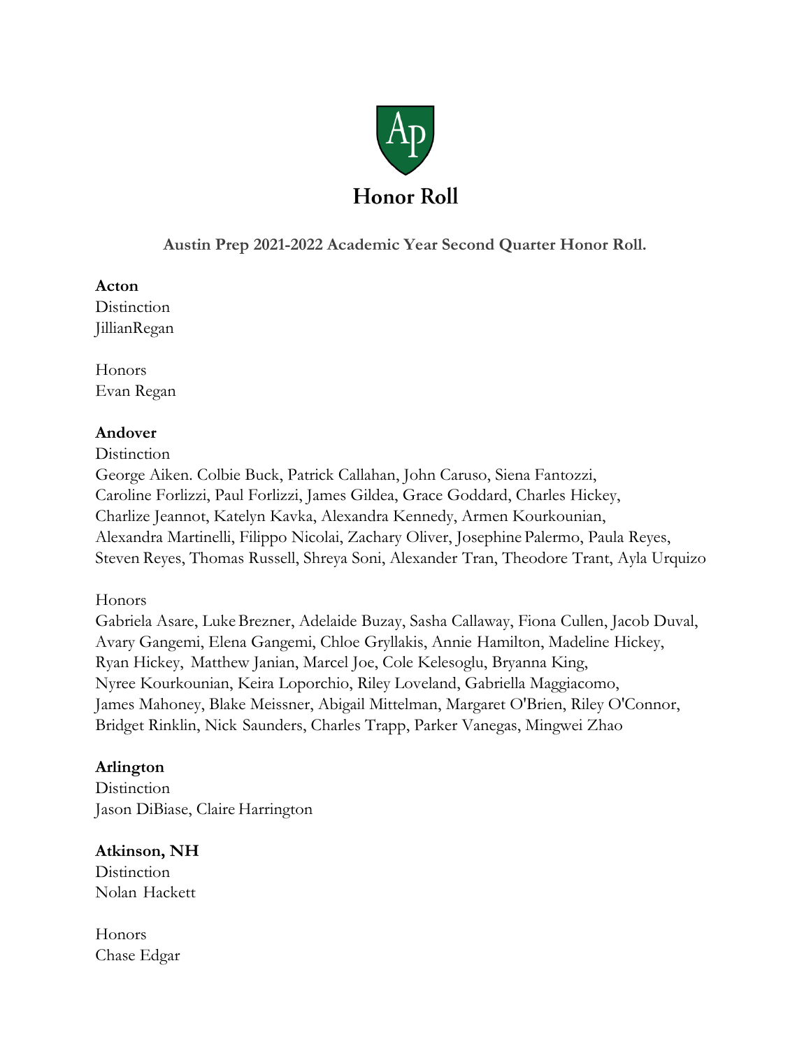# Honor Roll

**Austin Prep 2021-2022 Academic Year Second Quarter Honor Roll.**

**Acton**

Distinction
JillianRegan

Honors
Evan Regan

**Andover**

Distinction
George Aiken. Colbie Buck, Patrick Callahan, John Caruso, Siena Fantozzi, Caroline Forlizzi, Paul Forlizzi, James Gildea, Grace Goddard, Charles Hickey, Charlize Jeannot, Katelyn Kavka, Alexandra Kennedy, Armen Kourkounian, Alexandra Martinelli, Filippo Nicolai, Zachary Oliver, Josephine Palermo, Paula Reyes, Steven Reyes, Thomas Russell, Shreya Soni, Alexander Tran, Theodore Trant, Ayla Urquizo

Honors
Gabriela Asare, Luke Brezner, Adelaide Buzay, Sasha Callaway, Fiona Cullen, Jacob Duval, Avary Gangemi, Elena Gangemi, Chloe Gryllakis, Annie Hamilton, Madeline Hickey, Ryan Hickey, Matthew Janian, Marcel Joe, Cole Kelesoglu, Bryanna King, Nyree Kourkounian, Keira Loporchio, Riley Loveland, Gabriella Maggiacomo, James Mahoney, Blake Meissner, Abigail Mittelman, Margaret O'Brien, Riley O'Connor, Bridget Rinklin, Nick Saunders, Charles Trapp, Parker Vanegas, Mingwei Zhao

**Arlington**

Distinction
Jason DiBiase, Claire Harrington

**Atkinson, NH**

Distinction
Nolan Hackett

Honors
Chase Edgar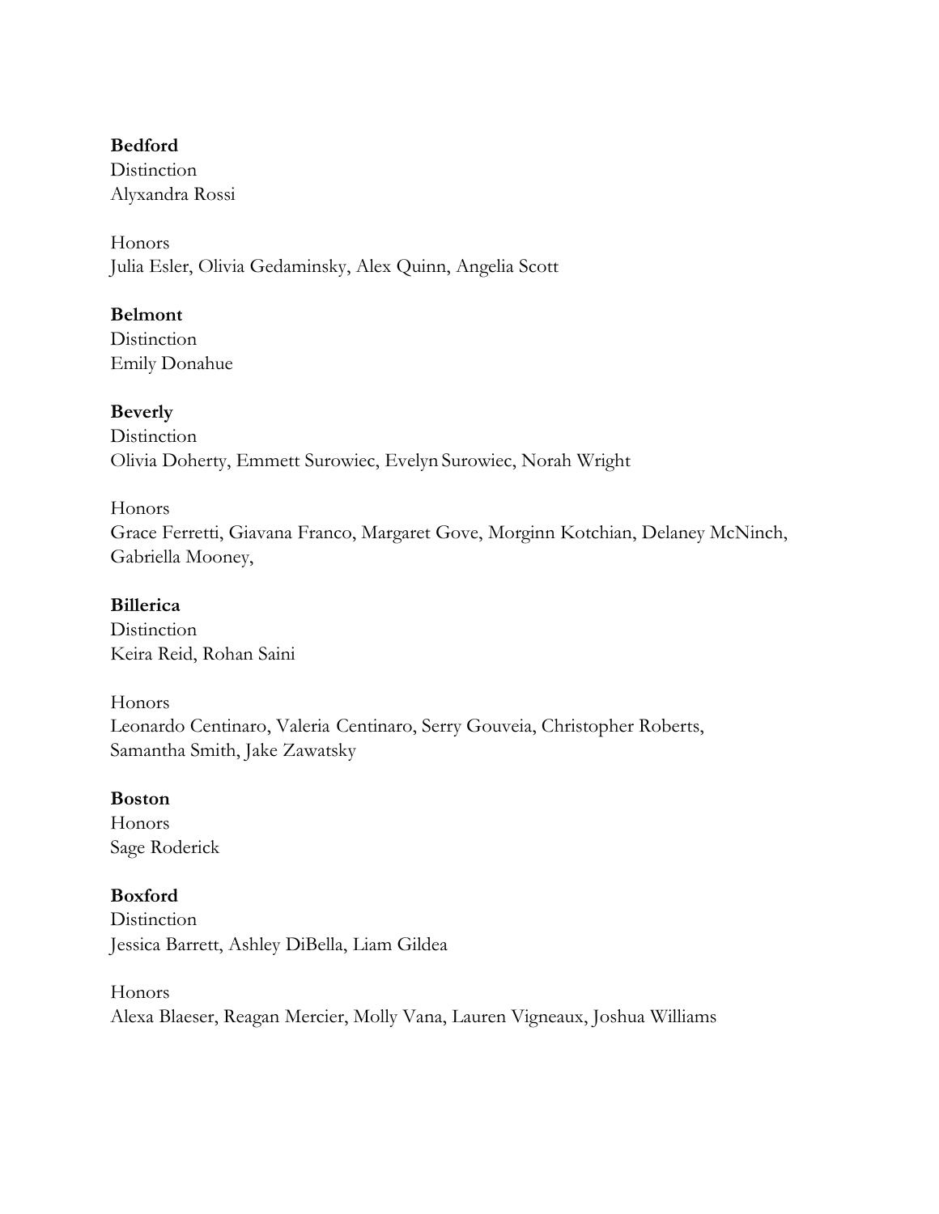**Bedford**
Distinction
Alyxandra Rossi

Honors
Julia Esler, Olivia Gedaminsky, Alex Quinn, Angelia Scott

**Belmont**
Distinction
Emily Donahue

**Beverly**
Distinction
Olivia Doherty, Emmett Surowiec, Evelyn Surowiec, Norah Wright

Honors
Grace Ferretti, Giavana Franco, Margaret Gove, Morginn Kotchian, Delaney McNinch, Gabriella Mooney,

**Billerica**
Distinction
Keira Reid, Rohan Saini

Honors
Leonardo Centinaro, Valeria Centinaro, Serry Gouveia, Christopher Roberts, Samantha Smith, Jake Zawatsky

**Boston**
Honors
Sage Roderick

**Boxford**
Distinction
Jessica Barrett, Ashley DiBella, Liam Gildea

Honors
Alexa Blaeser, Reagan Mercier, Molly Vana, Lauren Vigneaux, Joshua Williams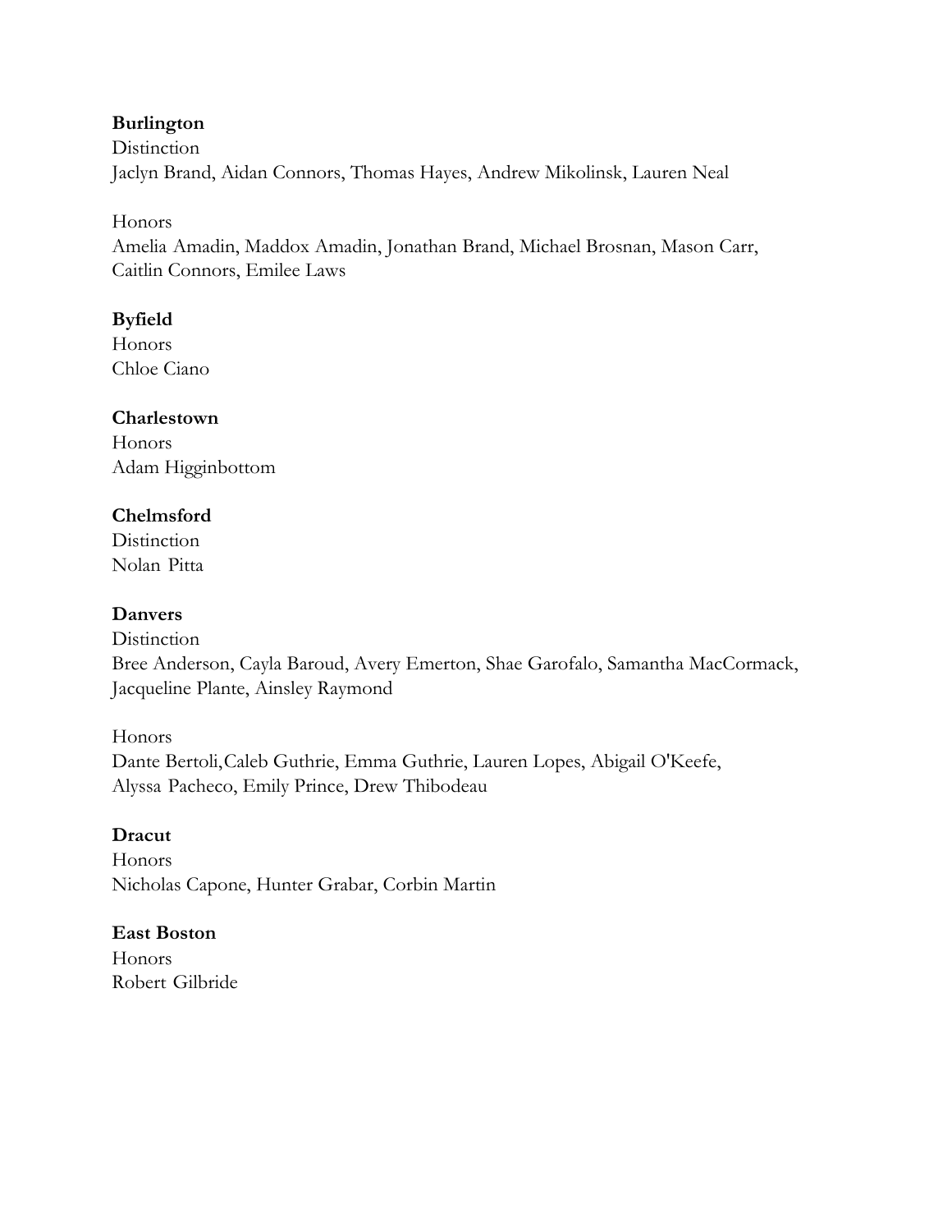**Burlington**

Distinction
Jaclyn Brand, Aidan Connors, Thomas Hayes, Andrew Mikolinsk, Lauren Neal

Honors
Amelia Amadin, Maddox Amadin, Jonathan Brand, Michael Brosnan, Mason Carr, Caitlin Connors, Emilee Laws

**Byfield**

Honors
Chloe Ciano

**Charlestown**

Honors
Adam Higginbottom

**Chelmsford**

Distinction
Nolan Pitta

**Danvers**

Distinction
Bree Anderson, Cayla Baroud, Avery Emerton, Shae Garofalo, Samantha MacCormack, Jacqueline Plante, Ainsley Raymond

Honors
Dante Bertoli,Caleb Guthrie, Emma Guthrie, Lauren Lopes, Abigail O'Keefe, Alyssa Pacheco, Emily Prince, Drew Thibodeau

**Dracut**

Honors
Nicholas Capone, Hunter Grabar, Corbin Martin

**East Boston**

Honors
Robert Gilbride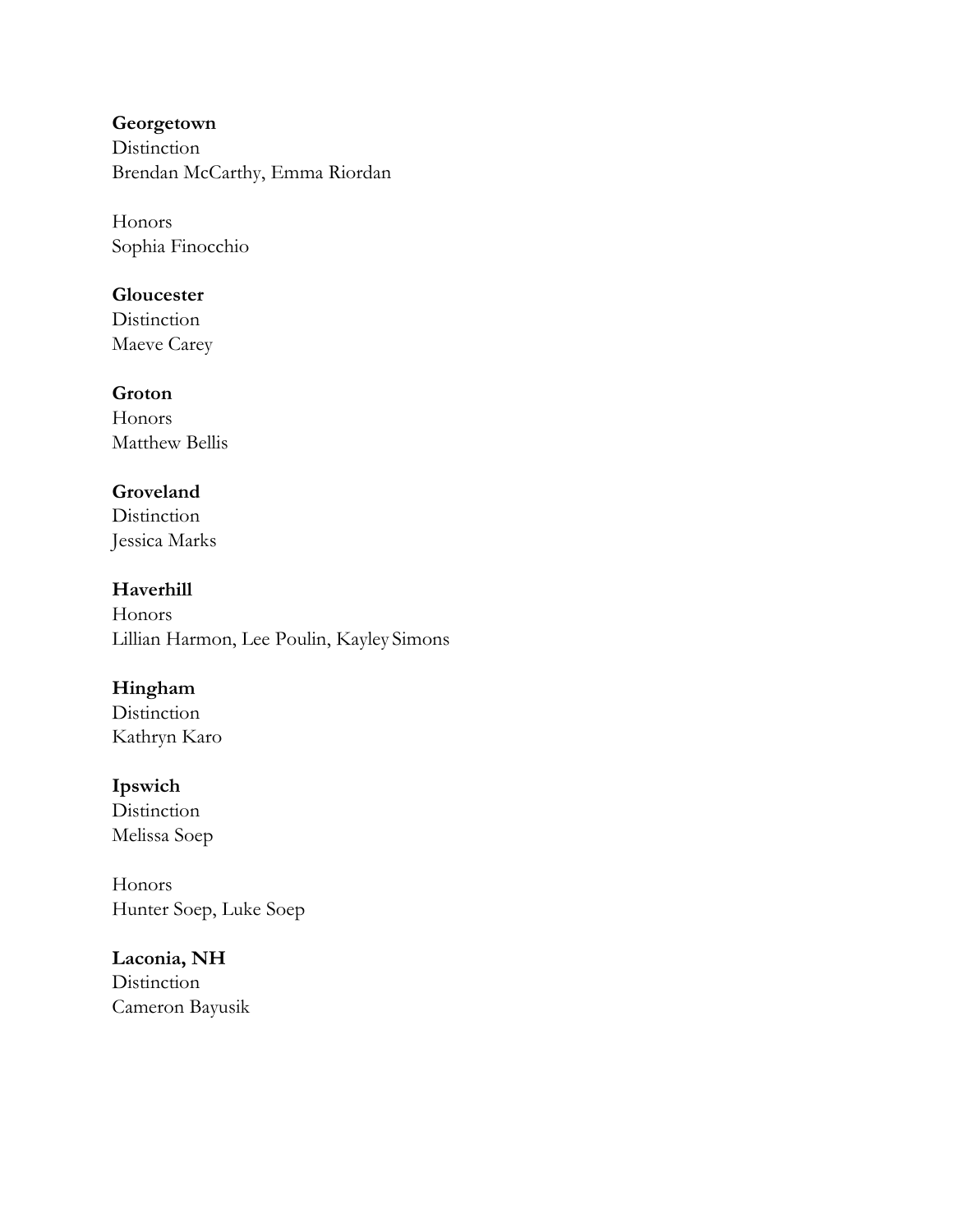**Georgetown**
Distinction
Brendan McCarthy, Emma Riordan

Honors
Sophia Finocchio

**Gloucester**
Distinction
Maeve Carey

**Groton**
Honors
Matthew Bellis

**Groveland**
Distinction
Jessica Marks

**Haverhill**
Honors
Lillian Harmon, Lee Poulin, Kayley Simons

**Hingham**
Distinction
Kathryn Karo

**Ipswich**
Distinction
Melissa Soep

Honors
Hunter Soep, Luke Soep

**Laconia, NH**
Distinction
Cameron Bayusik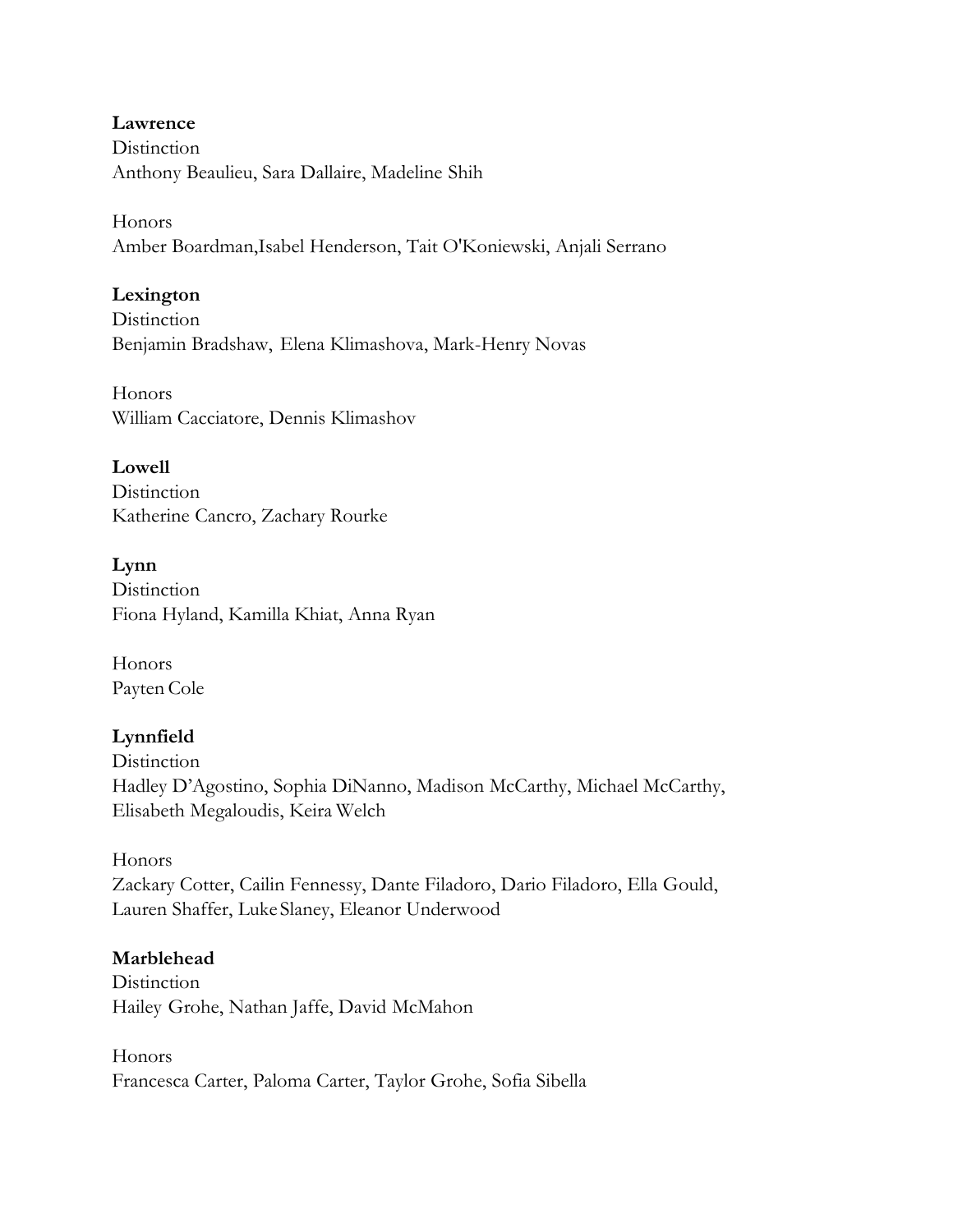**Lawrence**

Distinction

Anthony Beaulieu, Sara Dallaire, Madeline Shih

Honors

Amber Boardman,Isabel Henderson, Tait O'Koniewski, Anjali Serrano

**Lexington**

Distinction

Benjamin Bradshaw, Elena Klimashova, Mark-Henry Novas

Honors

William Cacciatore, Dennis Klimashov

**Lowell**

Distinction

Katherine Cancro, Zachary Rourke

**Lynn**

Distinction

Fiona Hyland, Kamilla Khiat, Anna Ryan

Honors

Payten Cole

**Lynnfield**

Distinction

Hadley D'Agostino, Sophia DiNanno, Madison McCarthy, Michael McCarthy, Elisabeth Megaloudis, Keira Welch

Honors

Zackary Cotter, Cailin Fennessy, Dante Filadoro, Dario Filadoro, Ella Gould, Lauren Shaffer, Luke Slaney, Eleanor Underwood

**Marblehead**

Distinction

Hailey Grohe, Nathan Jaffe, David McMahon

Honors

Francesca Carter, Paloma Carter, Taylor Grohe, Sofia Sibella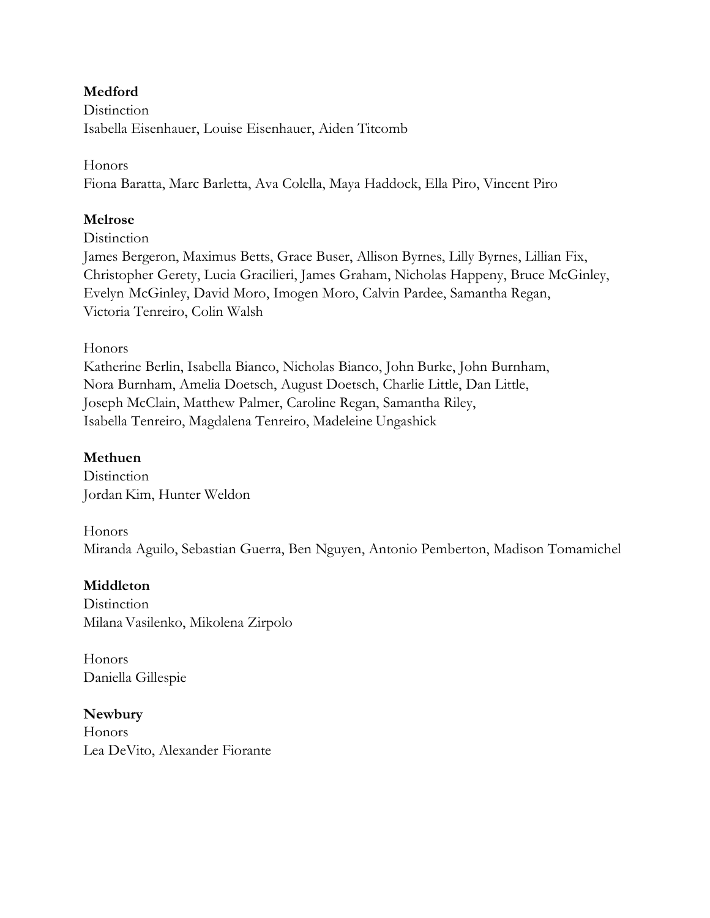**Medford**

Distinction

Isabella Eisenhauer, Louise Eisenhauer, Aiden Titcomb

Honors

Fiona Baratta, Marc Barletta, Ava Colella, Maya Haddock, Ella Piro, Vincent Piro

**Melrose**

Distinction

James Bergeron, Maximus Betts, Grace Buser, Allison Byrnes, Lilly Byrnes, Lillian Fix, Christopher Gerety, Lucia Gracilieri, James Graham, Nicholas Happeny, Bruce McGinley, Evelyn McGinley, David Moro, Imogen Moro, Calvin Pardee, Samantha Regan, Victoria Tenreiro, Colin Walsh

Honors

Katherine Berlin, Isabella Bianco, Nicholas Bianco, John Burke, John Burnham, Nora Burnham, Amelia Doetsch, August Doetsch, Charlie Little, Dan Little, Joseph McClain, Matthew Palmer, Caroline Regan, Samantha Riley, Isabella Tenreiro, Magdalena Tenreiro, Madeleine Ungashick

**Methuen**

Distinction

Jordan Kim, Hunter Weldon

Honors

Miranda Aguilo, Sebastian Guerra, Ben Nguyen, Antonio Pemberton, Madison Tomamichel

**Middleton**

Distinction

Milana Vasilenko, Mikolena Zirpolo

Honors

Daniella Gillespie

**Newbury**

Honors

Lea DeVito, Alexander Fiorante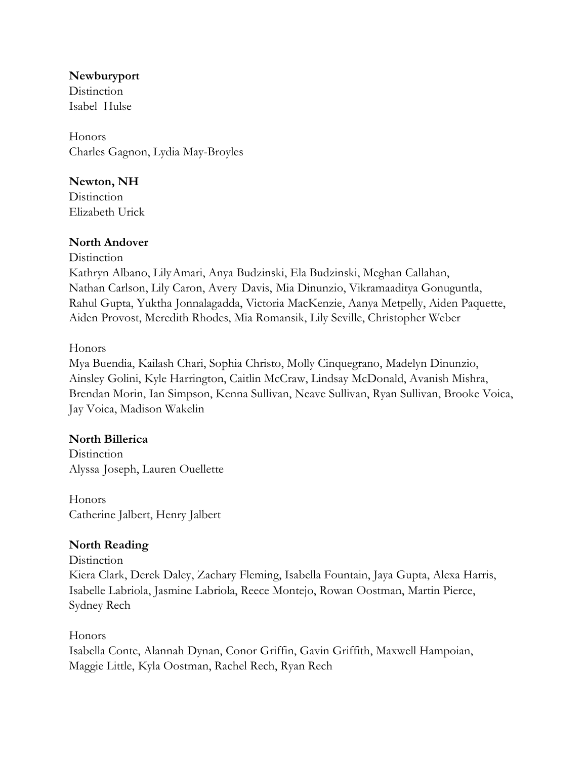**Newburyport**

Distinction

Isabel Hulse

Honors

Charles Gagnon, Lydia May-Broyles

**Newton, NH**

Distinction

Elizabeth Urick

**North Andover**

Distinction

Kathryn Albano, Lily Amari, Anya Budzinski, Ela Budzinski, Meghan Callahan, Nathan Carlson, Lily Caron, Avery Davis, Mia Dinunzio, Vikramaaditya Gonuguntla, Rahul Gupta, Yuktha Jonnalagadda, Victoria MacKenzie, Aanya Metpelly, Aiden Paquette, Aiden Provost, Meredith Rhodes, Mia Romansik, Lily Seville, Christopher Weber

Honors

Mya Buendia, Kailash Chari, Sophia Christo, Molly Cinquegrano, Madelyn Dinunzio, Ainsley Golini, Kyle Harrington, Caitlin McCraw, Lindsay McDonald, Avanish Mishra, Brendan Morin, Ian Simpson, Kenna Sullivan, Neave Sullivan, Ryan Sullivan, Brooke Voica, Jay Voica, Madison Wakelin

**North Billerica**

Distinction

Alyssa Joseph, Lauren Ouellette

Honors

Catherine Jalbert, Henry Jalbert

**North Reading**

Distinction

Kiera Clark, Derek Daley, Zachary Fleming, Isabella Fountain, Jaya Gupta, Alexa Harris, Isabelle Labriola, Jasmine Labriola, Reece Montejo, Rowan Oostman, Martin Pierce, Sydney Rech

Honors

Isabella Conte, Alannah Dynan, Conor Griffin, Gavin Griffith, Maxwell Hampoian, Maggie Little, Kyla Oostman, Rachel Rech, Ryan Rech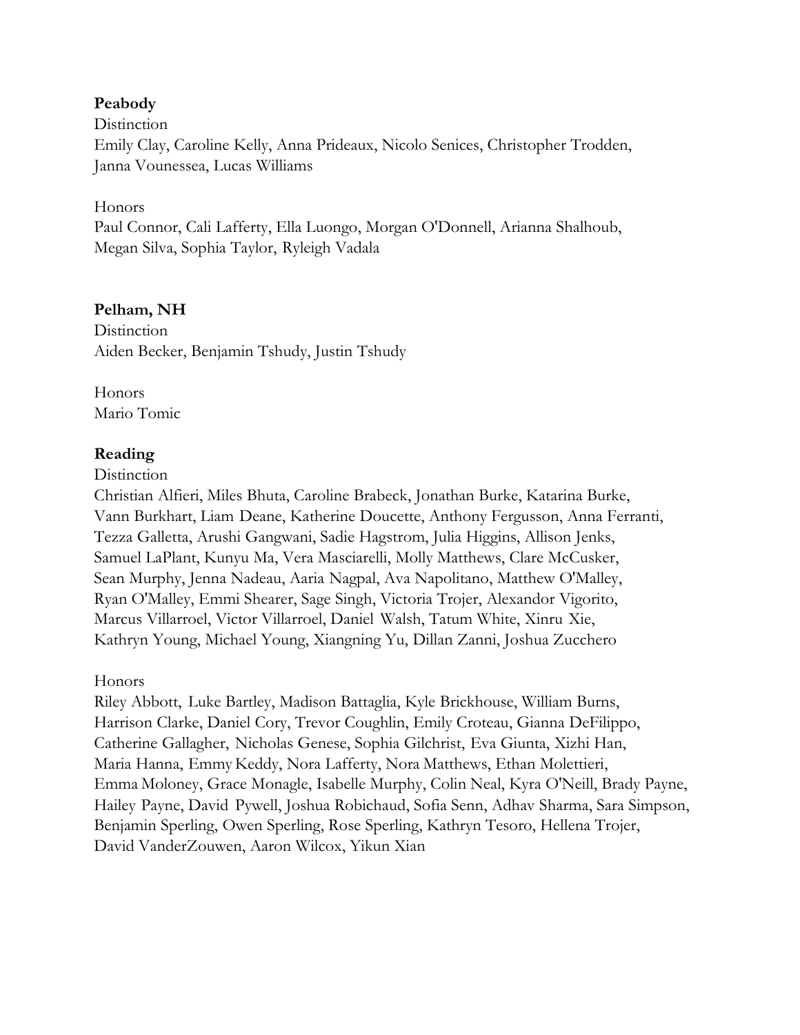**Peabody**

Distinction

Emily Clay, Caroline Kelly, Anna Prideaux, Nicolo Senices, Christopher Trodden, Janna Vounessea, Lucas Williams

Honors

Paul Connor, Cali Lafferty, Ella Luongo, Morgan O'Donnell, Arianna Shalhoub, Megan Silva, Sophia Taylor, Ryleigh Vadala

**Pelham, NH**

Distinction

Aiden Becker, Benjamin Tshudy, Justin Tshudy

Honors

Mario Tomic

**Reading**

Distinction

Christian Alfieri, Miles Bhuta, Caroline Brabeck, Jonathan Burke, Katarina Burke, Vann Burkhart, Liam Deane, Katherine Doucette, Anthony Fergusson, Anna Ferranti, Tezza Galletta, Arushi Gangwani, Sadie Hagstrom, Julia Higgins, Allison Jenks, Samuel LaPlant, Kunyu Ma, Vera Masciarelli, Molly Matthews, Clare McCusker, Sean Murphy, Jenna Nadeau, Aaria Nagpal, Ava Napolitano, Matthew O'Malley, Ryan O'Malley, Emmi Shearer, Sage Singh, Victoria Trojer, Alexandor Vigorito, Marcus Villarroel, Victor Villarroel, Daniel Walsh, Tatum White, Xinru Xie, Kathryn Young, Michael Young, Xiangning Yu, Dillan Zanni, Joshua Zucchero

Honors

Riley Abbott, Luke Bartley, Madison Battaglia, Kyle Brickhouse, William Burns, Harrison Clarke, Daniel Cory, Trevor Coughlin, Emily Croteau, Gianna DeFilippo, Catherine Gallagher, Nicholas Genese, Sophia Gilchrist, Eva Giunta, Xizhi Han, Maria Hanna, Emmy Keddy, Nora Lafferty, Nora Matthews, Ethan Molettieri, Emma Moloney, Grace Monagle, Isabelle Murphy, Colin Neal, Kyra O'Neill, Brady Payne, Hailey Payne, David Pywell, Joshua Robichaud, Sofia Senn, Adhav Sharma, Sara Simpson, Benjamin Sperling, Owen Sperling, Rose Sperling, Kathryn Tesoro, Hellena Trojer, David VanderZouwen, Aaron Wilcox, Yikun Xian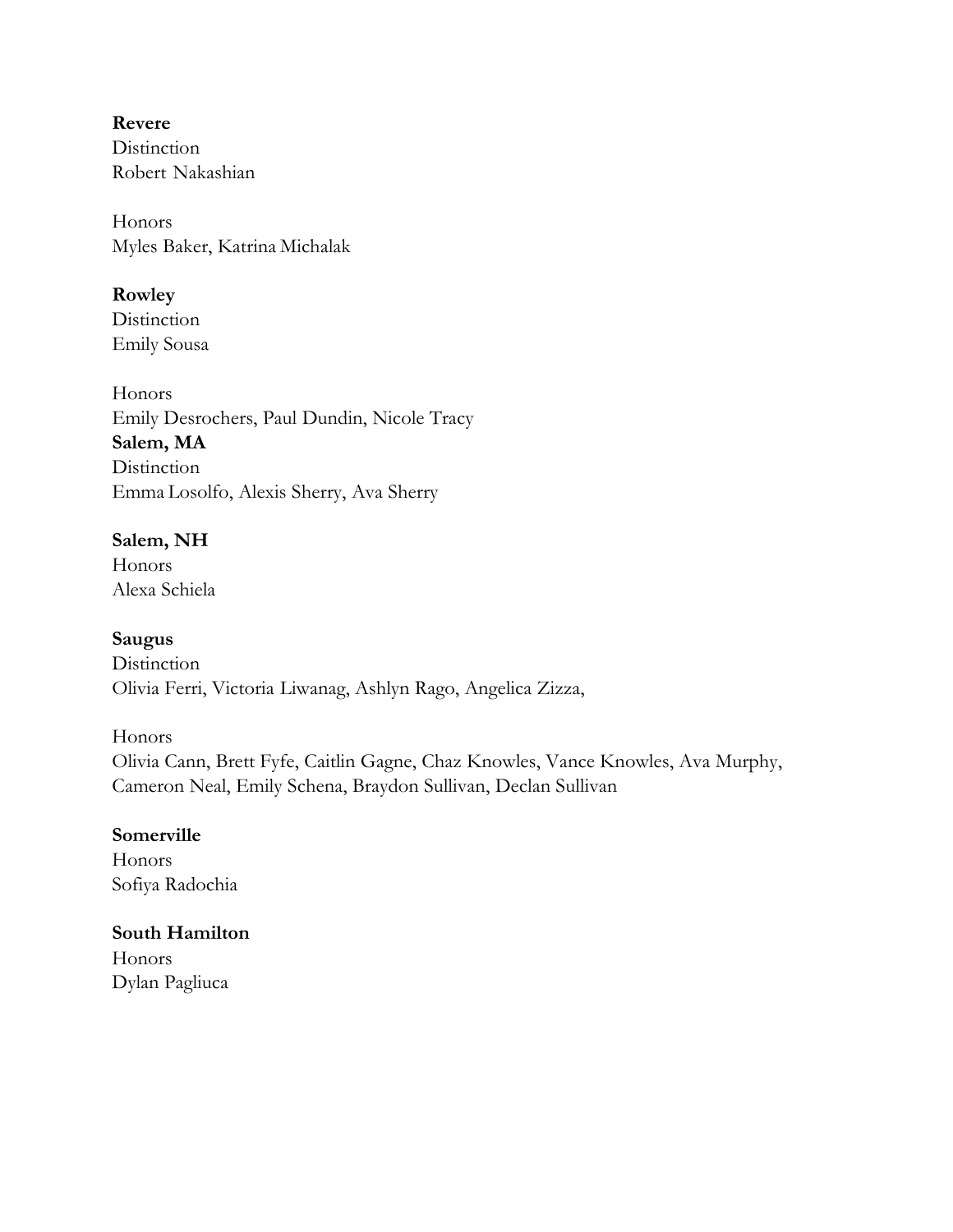**Revere**
Distinction
Robert Nakashian

Honors
Myles Baker, Katrina Michalak

**Rowley**
Distinction
Emily Sousa

Honors
Emily Desrochers, Paul Dundin, Nicole Tracy

**Salem, MA**
Distinction
Emma Losolfo, Alexis Sherry, Ava Sherry

**Salem, NH**
Honors
Alexa Schiela

**Saugus**
Distinction
Olivia Ferri, Victoria Liwanag, Ashlyn Rago, Angelica Zizza,

Honors
Olivia Cann, Brett Fyfe, Caitlin Gagne, Chaz Knowles, Vance Knowles, Ava Murphy, Cameron Neal, Emily Schena, Braydon Sullivan, Declan Sullivan

**Somerville**
Honors
Sofiya Radochia

**South Hamilton**
Honors
Dylan Pagliuca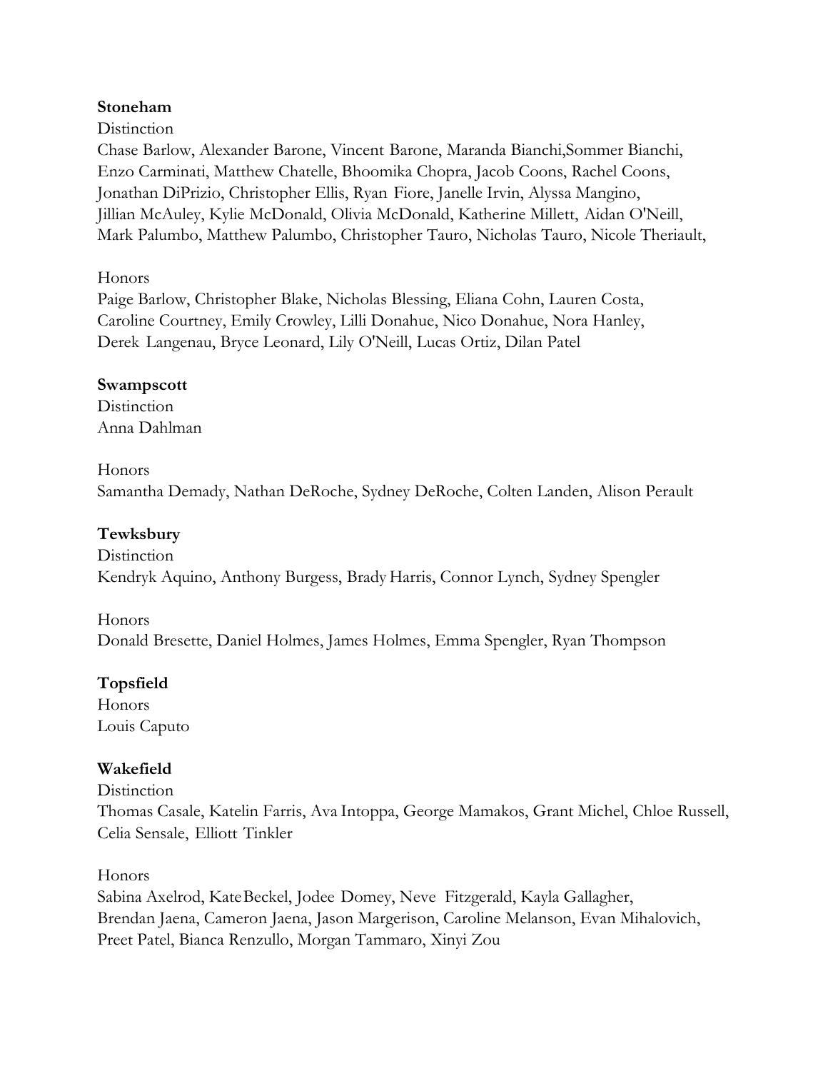**Stoneham**

Distinction

Chase Barlow, Alexander Barone, Vincent Barone, Maranda Bianchi,Sommer Bianchi, Enzo Carminati, Matthew Chatelle, Bhoomika Chopra, Jacob Coons, Rachel Coons, Jonathan DiPrizio, Christopher Ellis, Ryan Fiore, Janelle Irvin, Alyssa Mangino, Jillian McAuley, Kylie McDonald, Olivia McDonald, Katherine Millett, Aidan O'Neill, Mark Palumbo, Matthew Palumbo, Christopher Tauro, Nicholas Tauro, Nicole Theriault,

Honors

Paige Barlow, Christopher Blake, Nicholas Blessing, Eliana Cohn, Lauren Costa, Caroline Courtney, Emily Crowley, Lilli Donahue, Nico Donahue, Nora Hanley, Derek Langenau, Bryce Leonard, Lily O'Neill, Lucas Ortiz, Dilan Patel

**Swampscott**

Distinction

Anna Dahlman

Honors

Samantha Demady, Nathan DeRoche, Sydney DeRoche, Colten Landen, Alison Perault

**Tewksbury**

Distinction

Kendryk Aquino, Anthony Burgess, Brady Harris, Connor Lynch, Sydney Spengler

Honors

Donald Bresette, Daniel Holmes, James Holmes, Emma Spengler, Ryan Thompson

**Topsfield**

Honors

Louis Caputo

**Wakefield**

Distinction

Thomas Casale, Katelin Farris, Ava Intoppa, George Mamakos, Grant Michel, Chloe Russell, Celia Sensale, Elliott Tinkler

Honors

Sabina Axelrod, KateBeckel, Jodee Domey, Neve Fitzgerald, Kayla Gallagher, Brendan Jaena, Cameron Jaena, Jason Margerison, Caroline Melanson, Evan Mihalovich, Preet Patel, Bianca Renzullo, Morgan Tammaro, Xinyi Zou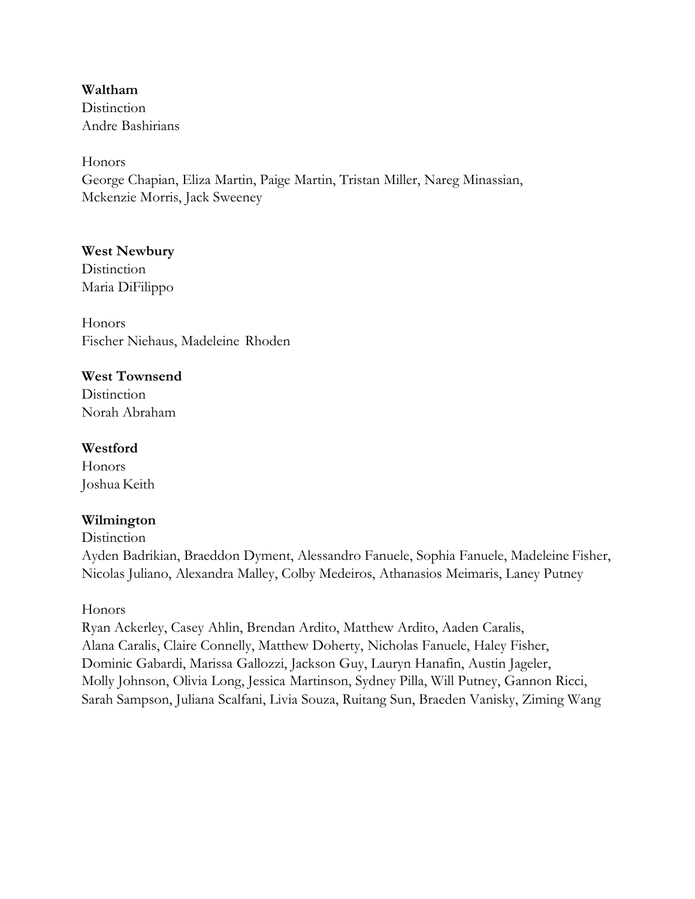**Waltham**

Distinction

Andre Bashirians

Honors

George Chapian, Eliza Martin, Paige Martin, Tristan Miller, Nareg Minassian, Mckenzie Morris, Jack Sweeney

**West Newbury**

Distinction

Maria DiFilippo

Honors

Fischer Niehaus, Madeleine Rhoden

**West Townsend**

Distinction

Norah Abraham

**Westford**

Honors

Joshua Keith

**Wilmington**

Distinction

Ayden Badrikian, Braeddon Dyment, Alessandro Fanuele, Sophia Fanuele, Madeleine Fisher, Nicolas Juliano, Alexandra Malley, Colby Medeiros, Athanasios Meimaris, Laney Putney

Honors

Ryan Ackerley, Casey Ahlin, Brendan Ardito, Matthew Ardito, Aaden Caralis, Alana Caralis, Claire Connelly, Matthew Doherty, Nicholas Fanuele, Haley Fisher, Dominic Gabardi, Marissa Gallozzi, Jackson Guy, Lauryn Hanafin, Austin Jageler, Molly Johnson, Olivia Long, Jessica Martinson, Sydney Pilla, Will Putney, Gannon Ricci, Sarah Sampson, Juliana Scalfani, Livia Souza, Ruitang Sun, Braeden Vanisky, Ziming Wang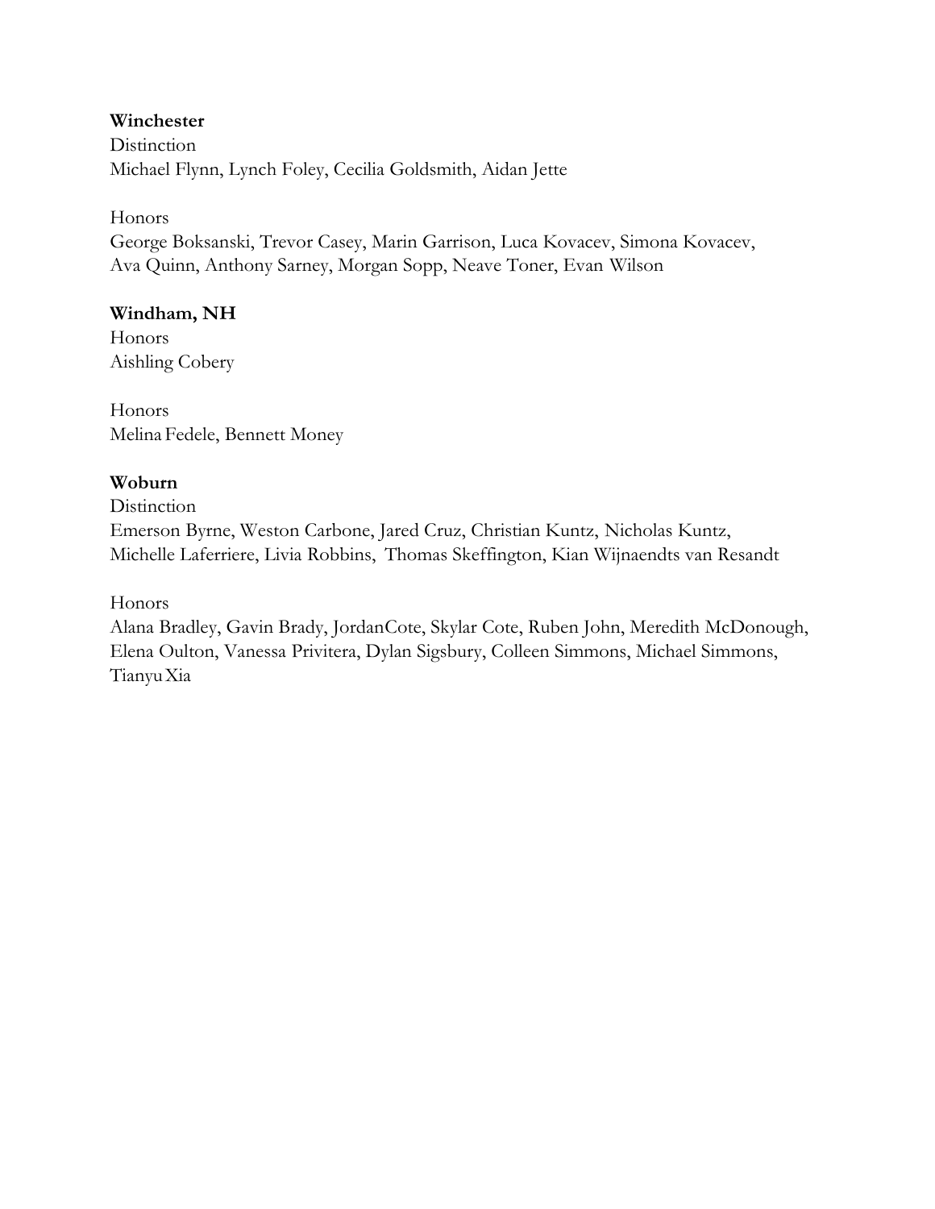**Winchester**

Distinction

Michael Flynn, Lynch Foley, Cecilia Goldsmith, Aidan Jette

Honors

George Boksanski, Trevor Casey, Marin Garrison, Luca Kovacev, Simona Kovacev, Ava Quinn, Anthony Sarney, Morgan Sopp, Neave Toner, Evan Wilson

**Windham, NH**

Honors

Aishling Cobery

Honors

Melina Fedele, Bennett Money

**Woburn**

Distinction

Emerson Byrne, Weston Carbone, Jared Cruz, Christian Kuntz, Nicholas Kuntz, Michelle Laferriere, Livia Robbins, Thomas Skeffington, Kian Wijnaendts van Resandt

Honors

Alana Bradley, Gavin Brady, JordanCote, Skylar Cote, Ruben John, Meredith McDonough, Elena Oulton, Vanessa Privitera, Dylan Sigsbury, Colleen Simmons, Michael Simmons, Tianyu Xia